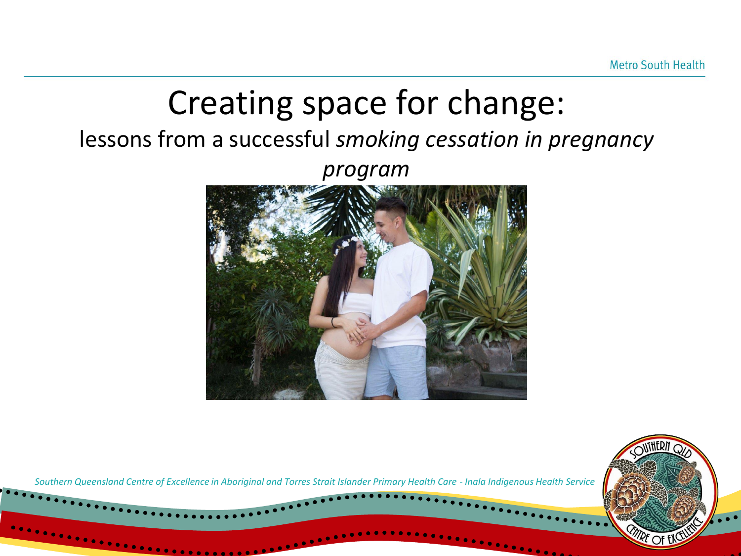# Creating space for change:

lessons from a successful *smoking cessation in pregnancy program*

*Southern Queensland Centre of Excellence in Aboriginal and Torres Strait Islander Primary Health Care - Inala Indigenous Health Service*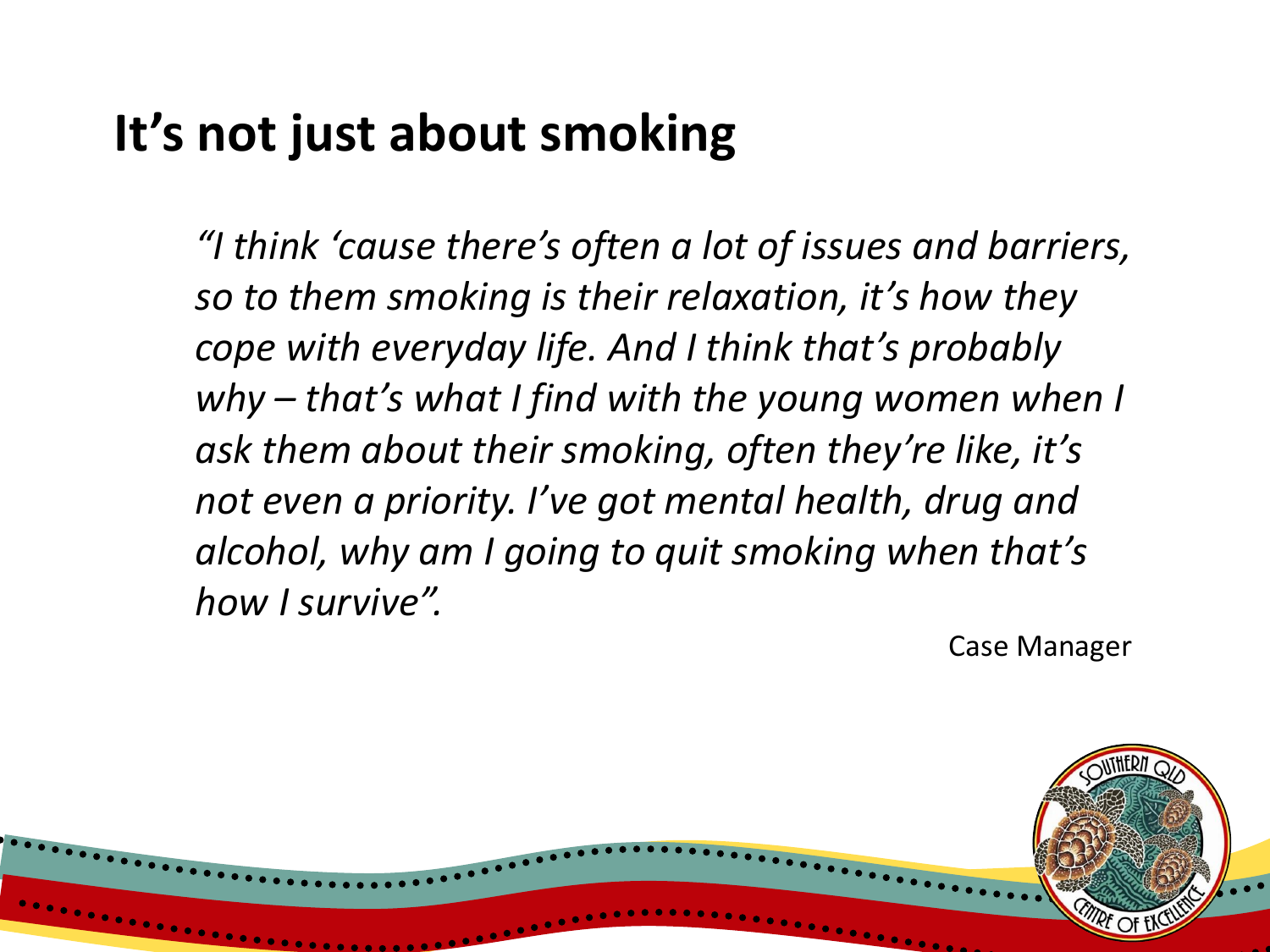# It's not just about smoking

*"I think 'cause there's often a lot of issues and barriers, so to them smoking is their relaxation, it's how they cope with everyday life. And I think that's probably why – that's what I find with the young women when I ask them about their smoking, often they're like, it's not even a priority. I've got mental health, drug and alcohol, why am I going to quit smoking when that's how I survive".*

Case Manager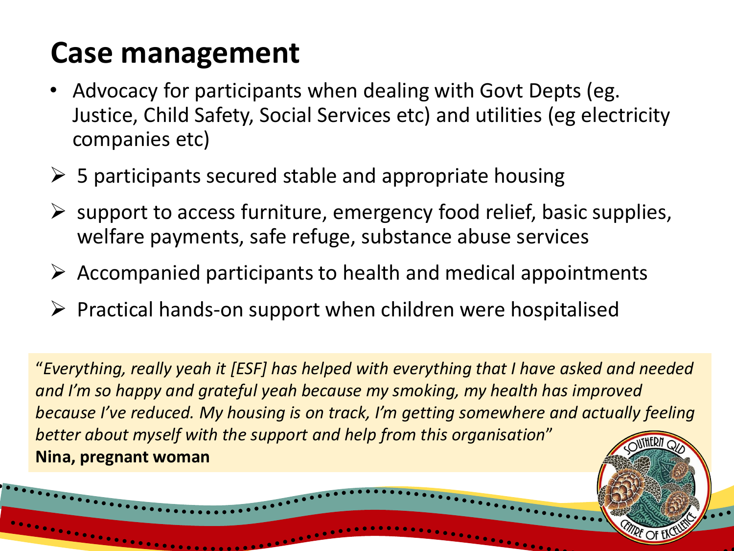# Case management

- Advocacy for participants when dealing with Govt Depts (eg. Justice, Child Safety, Social Services etc) and utilities (eg electricity companies etc)

- 5 participants secured stable and appropriate housing
- support to access furniture, emergency food relief, basic supplies, welfare payments, safe refuge, substance abuse services
- Accompanied participants to health and medical appointments
- Practical hands-on support when children were hospitalised

"*Everything, really yeah it [ESF] has helped with everything that I have asked and needed and I'm so happy and grateful yeah because my smoking, my health has improved because I've reduced. My housing is on track, I'm getting somewhere and actually feeling better about myself with the support and help from this organisation*"
**Nina, pregnant woman**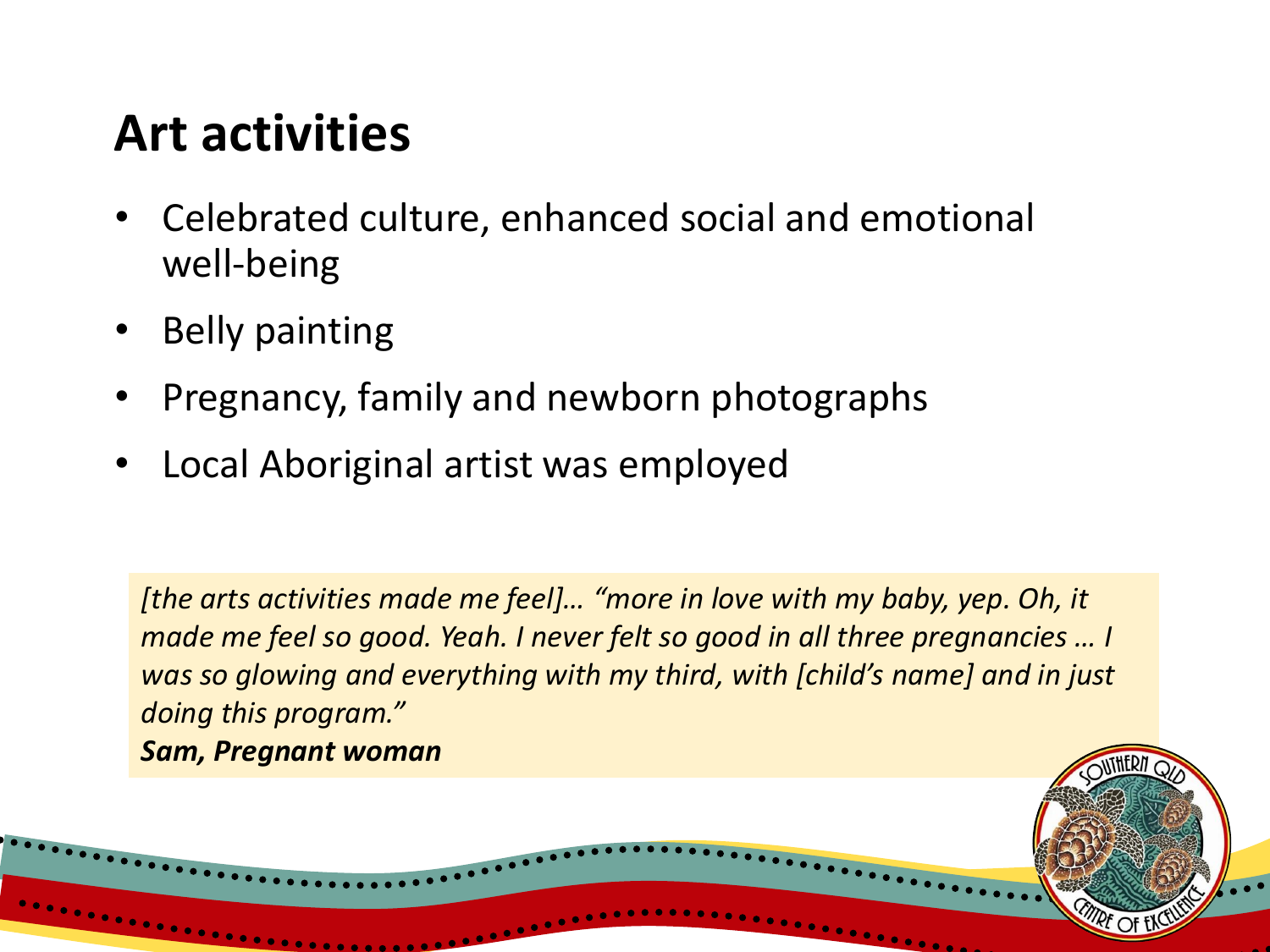# Art activities

- Celebrated culture, enhanced social and emotional well-being
- Belly painting
- Pregnancy, family and newborn photographs
- Local Aboriginal artist was employed

*[the arts activities made me feel]… "more in love with my baby, yep. Oh, it made me feel so good. Yeah. I never felt so good in all three pregnancies … I was so glowing and everything with my third, with [child's name] and in just doing this program."*
***Sam, Pregnant woman***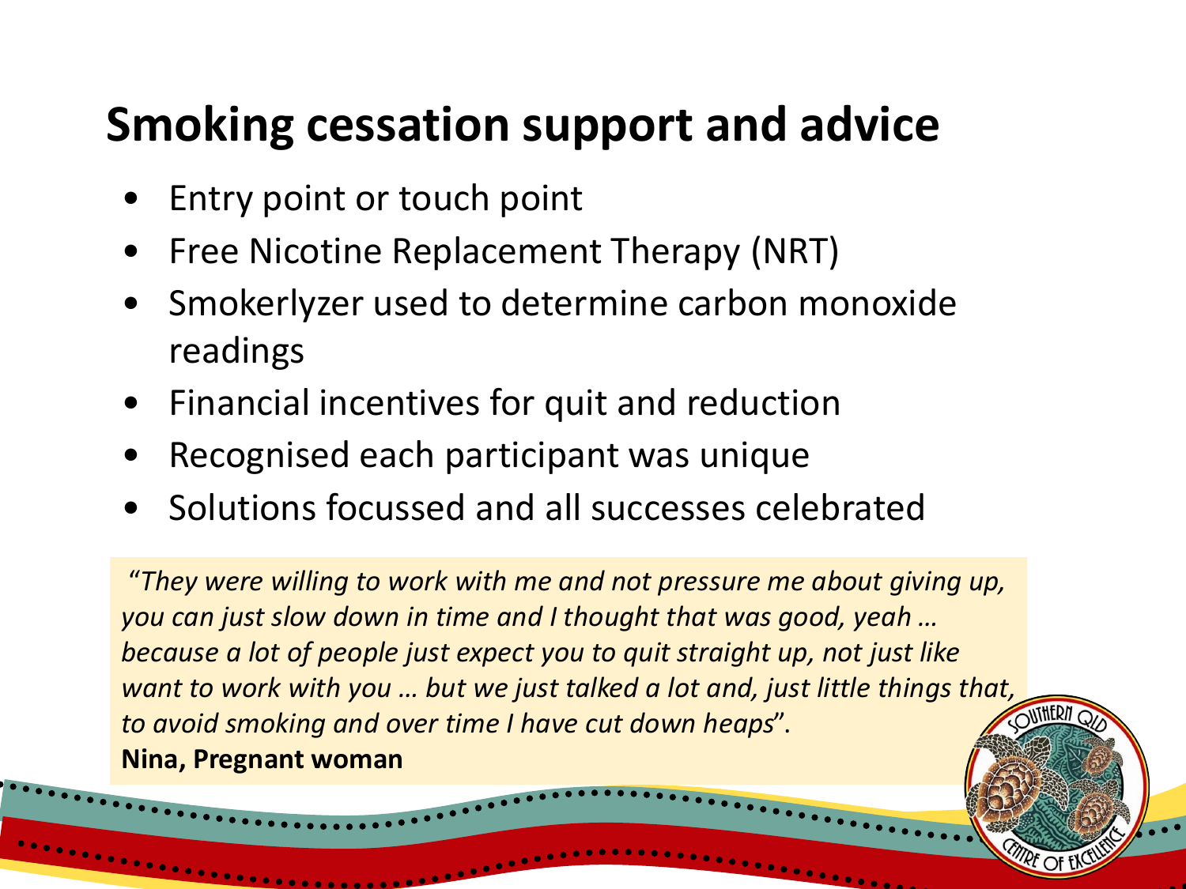# Smoking cessation support and advice

- Entry point or touch point
- Free Nicotine Replacement Therapy (NRT)
- Smokerlyzer used to determine carbon monoxide readings
- Financial incentives for quit and reduction
- Recognised each participant was unique
- Solutions focussed and all successes celebrated

*"They were willing to work with me and not pressure me about giving up, you can just slow down in time and I thought that was good, yeah … because a lot of people just expect you to quit straight up, not just like want to work with you … but we just talked a lot and, just little things that, to avoid smoking and over time I have cut down heaps".*

**Nina, Pregnant woman**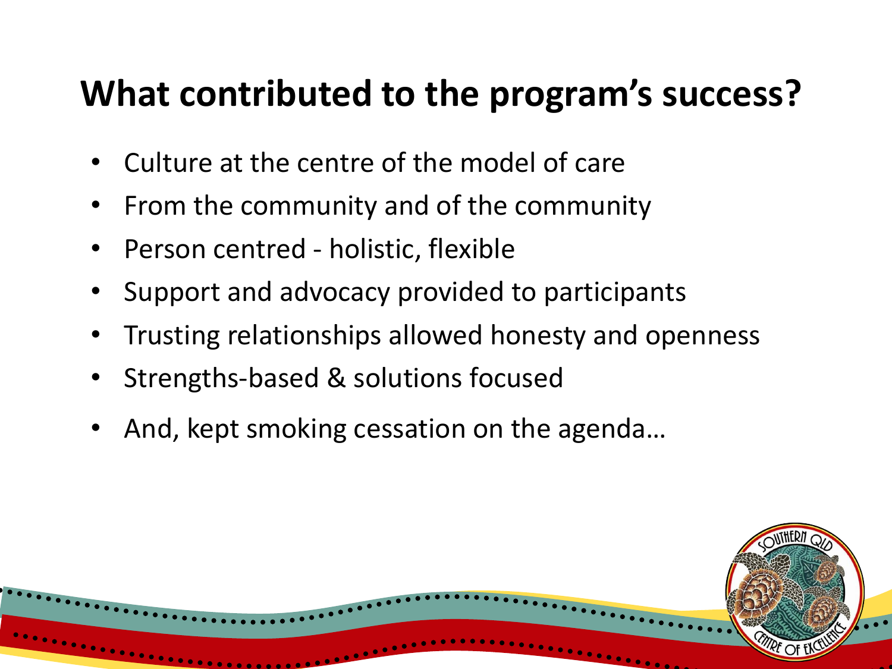# What contributed to the program's success?

- Culture at the centre of the model of care
- From the community and of the community
- Person centred - holistic, flexible
- Support and advocacy provided to participants
- Trusting relationships allowed honesty and openness
- Strengths-based & solutions focused
- And, kept smoking cessation on the agenda…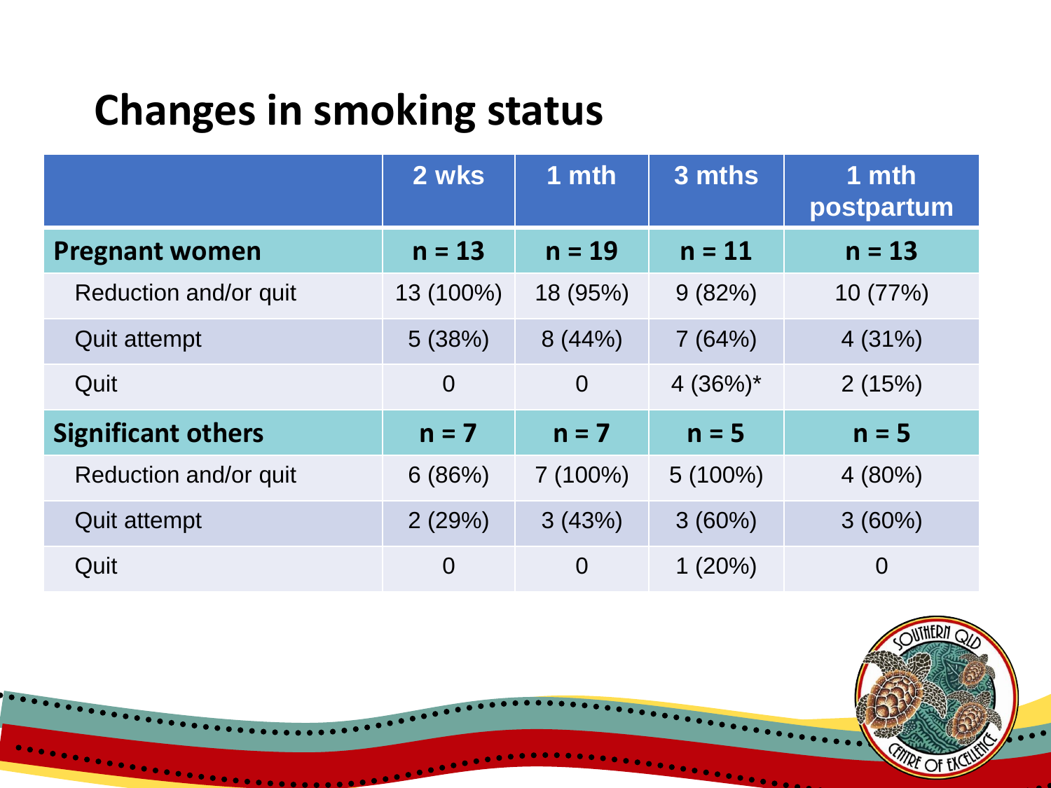## Changes in smoking status

| | 2 wks | 1 mth | 3 mths | 1 mth postpartum |
|---|---|---|---|---|
| **Pregnant women** | **n = 13** | **n = 19** | **n = 11** | **n = 13** |
| Reduction and/or quit | 13 (100%) | 18 (95%) | 9 (82%) | 10 (77%) |
| Quit attempt | 5 (38%) | 8 (44%) | 7 (64%) | 4 (31%) |
| Quit | 0 | 0 | 4 (36%)* | 2 (15%) |
| **Significant others** | **n = 7** | **n = 7** | **n = 5** | **n = 5** |
| Reduction and/or quit | 6 (86%) | 7 (100%) | 5 (100%) | 4 (80%) |
| Quit attempt | 2 (29%) | 3 (43%) | 3 (60%) | 3 (60%) |
| Quit | 0 | 0 | 1 (20%) | 0 |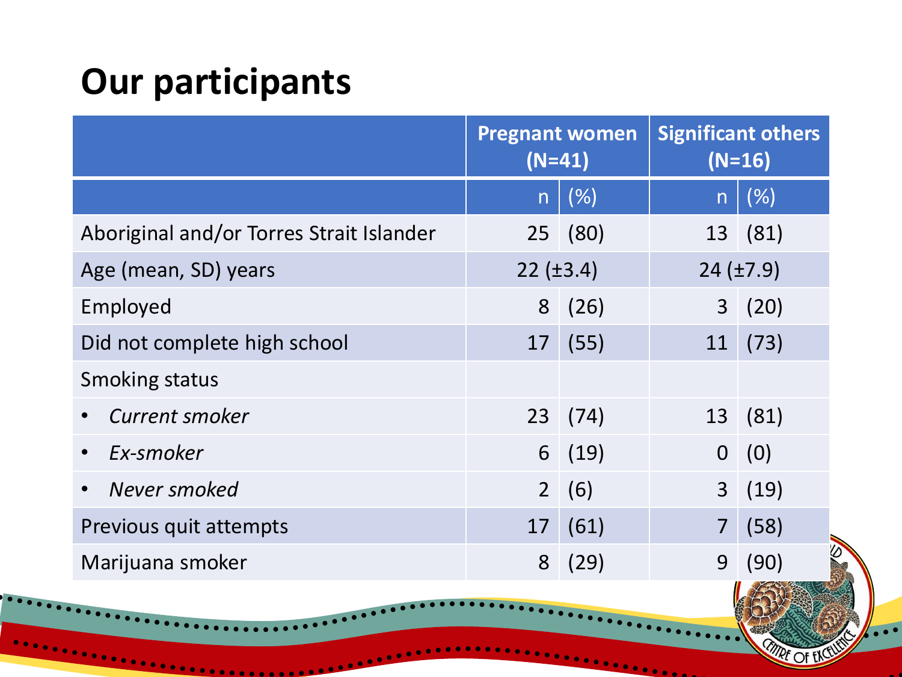# Our participants

| | Pregnant women (N=41) | | Significant others (N=16) | |
|---|---|---|---|---|
| | n | (%) | n | (%) |
| Aboriginal and/or Torres Strait Islander | 25 | (80) | 13 | (81) |
| Age (mean, SD) years | 22 (±3.4) | | 24 (±7.9) | |
| Employed | 8 | (26) | 3 | (20) |
| Did not complete high school | 17 | (55) | 11 | (73) |
| Smoking status | | | | |
| • *Current smoker* | 23 | (74) | 13 | (81) |
| • *Ex-smoker* | 6 | (19) | 0 | (0) |
| • *Never smoked* | 2 | (6) | 3 | (19) |
| Previous quit attempts | 17 | (61) | 7 | (58) |
| Marijuana smoker | 8 | (29) | 9 | (90) |